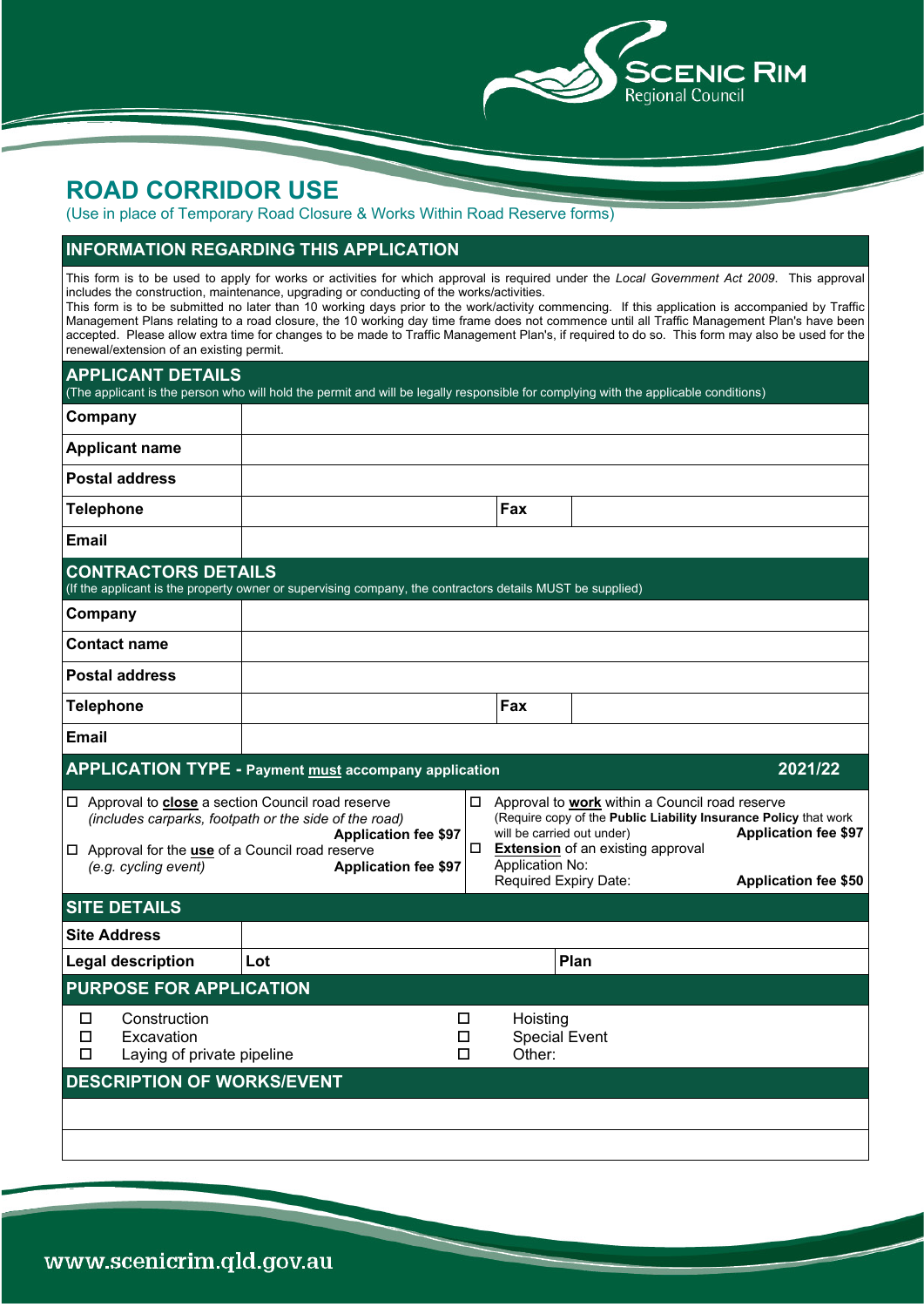# ROAD CORRIDOR USE

(Use in place of Temporary Road Closure & Works Within Road Reserve forms)

## INFORMATION REGARDING THIS APPLICATION

This form is to be used to apply for works or activities for which approval is required under the *Local Government Act 2009*. This approval includes the construction, maintenance, upgrading or conducting of the works/activities.

This form is to be submitted no later than 10 working days prior to the work/activity commencing. If this application is accompanied by Traffic Management Plans relating to a road closure, the 10 working day time frame does not commence until all Traffic Management Plan's have been accepted. Please allow extra time for changes to be made to Traffic Management Plan's, if required to do so. This form may also be used for the renewal/extension of an existing permit.

## APPLICANT DETAILS

(The applicant is the person who will hold the permit and will be legally responsible for complying with the applicable conditions)

| | | | |
|---|---|---|---|
| **Company** | | | |
| **Applicant name** | | | |
| **Postal address** | | | |
| **Telephone** | | **Fax** | |
| **Email** | | | |

## CONTRACTORS DETAILS

(If the applicant is the property owner or supervising company, the contractors details MUST be supplied)

| | | | |
|---|---|---|---|
| **Company** | | | |
| **Contact name** | | | |
| **Postal address** | | | |
| **Telephone** | | **Fax** | |
| **Email** | | | |

## APPLICATION TYPE - Payment must accompany application — 2021/22

- ☐ Approval to **close** a section Council road reserve *(includes carparks, footpath or the side of the road)* — **Application fee $97**
- ☐ Approval for the **use** of a Council road reserve *(e.g. cycling event)* — **Application fee $97**
- ☐ Approval to **work** within a Council road reserve (Require copy of the **Public Liability Insurance Policy** that work will be carried out under) — **Application fee $97**
- ☐ **Extension** of an existing approval
  Application No:
  Required Expiry Date: — **Application fee $50**

## SITE DETAILS

| | | | |
|---|---|---|---|
| **Site Address** | | | |
| **Legal description** | **Lot** | **Plan** | |

## PURPOSE FOR APPLICATION

- ☐ Construction
- ☐ Excavation
- ☐ Laying of private pipeline
- ☐ Hoisting
- ☐ Special Event
- ☐ Other:

## DESCRIPTION OF WORKS/EVENT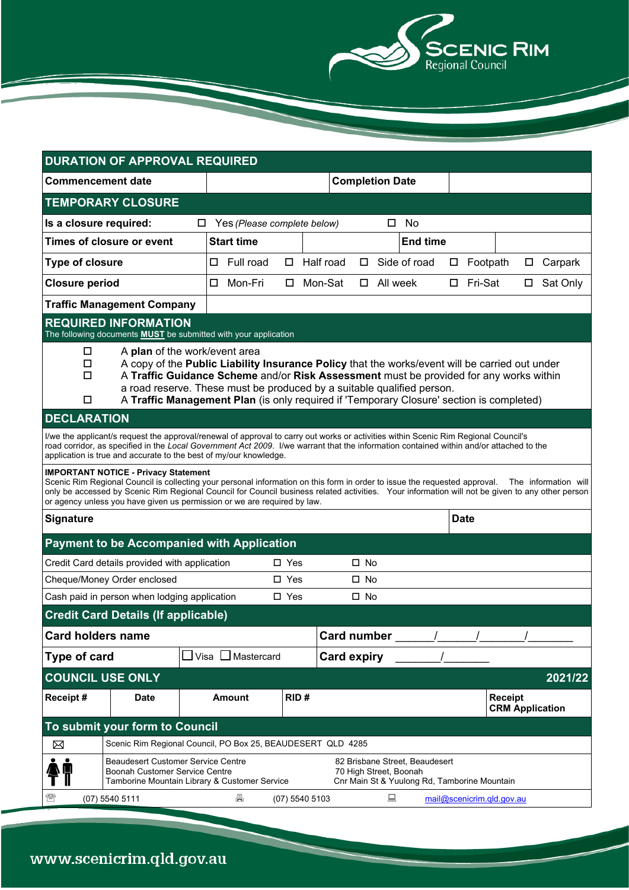## DURATION OF APPROVAL REQUIRED

| | | | |
|---|---|---|---|
| **Commencement date** | | **Completion Date** | |

## TEMPORARY CLOSURE

| | | | | | |
|---|---|---|---|---|---|
| **Is a closure required:** | ☐ Yes *(Please complete below)* | | ☐ No | | |
| **Times of closure or event** | **Start time** | | **End time** | | |
| **Type of closure** | ☐ Full road | ☐ Half road | ☐ Side of road | ☐ Footpath | ☐ Carpark |
| **Closure period** | ☐ Mon-Fri | ☐ Mon-Sat | ☐ All week | ☐ Fri-Sat | ☐ Sat Only |
| **Traffic Management Company** | | | | | |

## REQUIRED INFORMATION

The following documents **MUST** be submitted with your application

- ☐ A **plan** of the work/event area
- ☐ A copy of the **Public Liability Insurance Policy** that the works/event will be carried out under
- ☐ A **Traffic Guidance Scheme** and/or **Risk Assessment** must be provided for any works within a road reserve. These must be produced by a suitable qualified person.
- ☐ A **Traffic Management Plan** (is only required if 'Temporary Closure' section is completed)

## DECLARATION

I/we the applicant/s request the approval/renewal of approval to carry out works or activities within Scenic Rim Regional Council's road corridor, as specified in the *Local Government Act 2009*. I/we warrant that the information contained within and/or attached to the application is true and accurate to the best of my/our knowledge.

**IMPORTANT NOTICE - Privacy Statement**
Scenic Rim Regional Council is collecting your personal information on this form in order to issue the requested approval. The information will only be accessed by Scenic Rim Regional Council for Council business related activities. Your information will not be given to any other person or agency unless you have given us permission or we are required by law.

| | |
|---|---|
| **Signature** | **Date** |

## Payment to be Accompanied with Application

| | | |
|---|---|---|
| Credit Card details provided with application | ☐ Yes | ☐ No |
| Cheque/Money Order enclosed | ☐ Yes | ☐ No |
| Cash paid in person when lodging application | ☐ Yes | ☐ No |

## Credit Card Details (If applicable)

| | | |
|---|---|---|
| **Card holders name** | | **Card number** ______/______/_______/_______ |
| **Type of card** | ☐ Visa ☐ Mastercard | **Card expiry** _______/_______ |

## COUNCIL USE ONLY 2021/22

| Receipt # | Date | Amount | RID # | Receipt CRM Application |
|---|---|---|---|---|
| | | | | |

## To submit your form to Council

| | | |
|---|---|---|
| ✉ | Scenic Rim Regional Council, PO Box 25, BEAUDESERT QLD 4285 | |
| | Beaudesert Customer Service Centre<br>Boonah Customer Service Centre<br>Tamborine Mountain Library & Customer Service | 82 Brisbane Street, Beaudesert<br>70 High Street, Boonah<br>Cnr Main St & Yuulong Rd, Tamborine Mountain |

☎ (07) 5540 5111 Fax (07) 5540 5103 mail@scenicrim.qld.gov.au

www.scenicrim.qld.gov.au